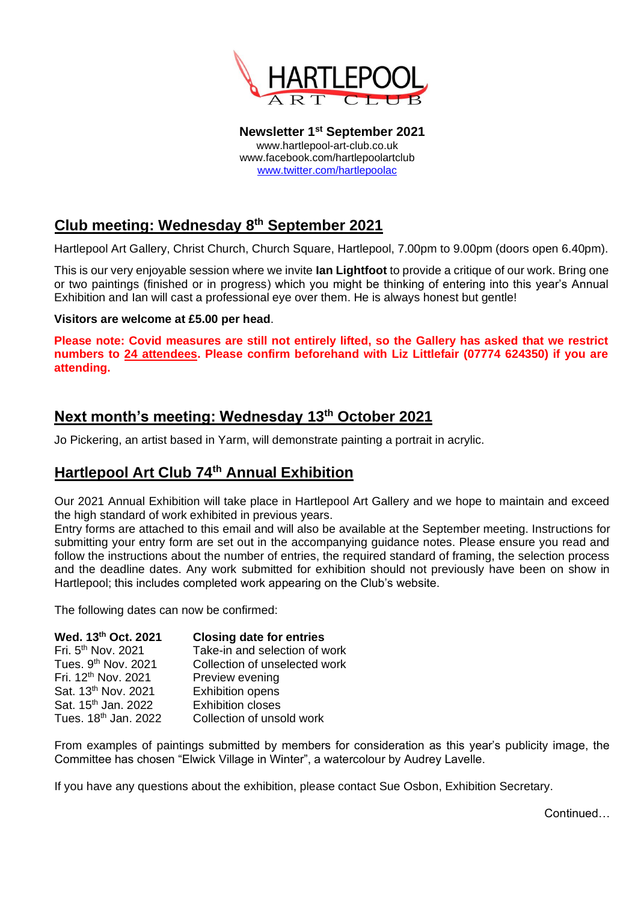# HARTLEPOOL ART CLUB

**Newsletter 1st September 2021**
www.hartlepool-art-club.co.uk
www.facebook.com/hartlepoolartclub
www.twitter.com/hartlepoolac

## Club meeting: Wednesday 8th September 2021

Hartlepool Art Gallery, Christ Church, Church Square, Hartlepool, 7.00pm to 9.00pm (doors open 6.40pm).

This is our very enjoyable session where we invite **Ian Lightfoot** to provide a critique of our work. Bring one or two paintings (finished or in progress) which you might be thinking of entering into this year's Annual Exhibition and Ian will cast a professional eye over them. He is always honest but gentle!

**Visitors are welcome at £5.00 per head**.

**Please note: Covid measures are still not entirely lifted, so the Gallery has asked that we restrict numbers to 24 attendees. Please confirm beforehand with Liz Littlefair (07774 624350) if you are attending.**

## Next month's meeting: Wednesday 13th October 2021

Jo Pickering, an artist based in Yarm, will demonstrate painting a portrait in acrylic.

## Hartlepool Art Club 74th Annual Exhibition

Our 2021 Annual Exhibition will take place in Hartlepool Art Gallery and we hope to maintain and exceed the high standard of work exhibited in previous years.
Entry forms are attached to this email and will also be available at the September meeting. Instructions for submitting your entry form are set out in the accompanying guidance notes. Please ensure you read and follow the instructions about the number of entries, the required standard of framing, the selection process and the deadline dates. Any work submitted for exhibition should not previously have been on show in Hartlepool; this includes completed work appearing on the Club's website.

The following dates can now be confirmed:

| **Wed. 13th Oct. 2021** | **Closing date for entries** |
|---|---|
| Fri. 5th Nov. 2021 | Take-in and selection of work |
| Tues. 9th Nov. 2021 | Collection of unselected work |
| Fri. 12th Nov. 2021 | Preview evening |
| Sat. 13th Nov. 2021 | Exhibition opens |
| Sat. 15th Jan. 2022 | Exhibition closes |
| Tues. 18th Jan. 2022 | Collection of unsold work |

From examples of paintings submitted by members for consideration as this year's publicity image, the Committee has chosen "Elwick Village in Winter", a watercolour by Audrey Lavelle.

If you have any questions about the exhibition, please contact Sue Osbon, Exhibition Secretary.

Continued…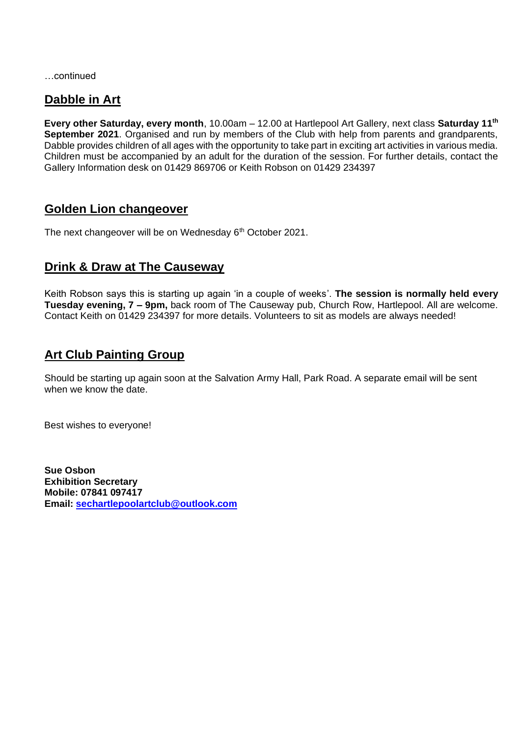…continued

## Dabble in Art

**Every other Saturday, every month**, 10.00am – 12.00 at Hartlepool Art Gallery, next class **Saturday 11th September 2021**. Organised and run by members of the Club with help from parents and grandparents, Dabble provides children of all ages with the opportunity to take part in exciting art activities in various media. Children must be accompanied by an adult for the duration of the session. For further details, contact the Gallery Information desk on 01429 869706 or Keith Robson on 01429 234397

## Golden Lion changeover

The next changeover will be on Wednesday 6th October 2021.

## Drink & Draw at The Causeway

Keith Robson says this is starting up again 'in a couple of weeks'. **The session is normally held every Tuesday evening, 7 – 9pm,** back room of The Causeway pub, Church Row, Hartlepool. All are welcome. Contact Keith on 01429 234397 for more details. Volunteers to sit as models are always needed!

## Art Club Painting Group

Should be starting up again soon at the Salvation Army Hall, Park Road. A separate email will be sent when we know the date.

Best wishes to everyone!

**Sue Osbon**
**Exhibition Secretary**
**Mobile: 07841 097417**
**Email: sechartlepoolartclub@outlook.com**